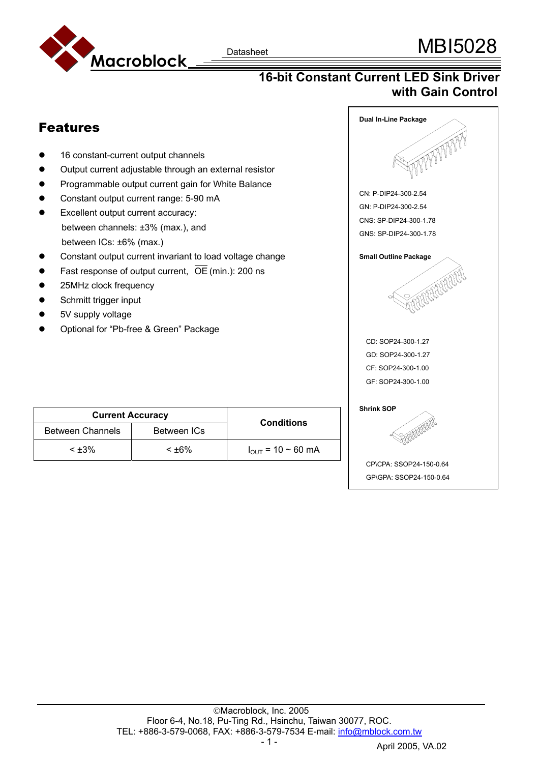# MBI5028

## 16-bit Constant Current LED Sink Driver with Gain Control

## Features

- 16 constant-current output channels
- Output current adjustable through an external resistor
- Programmable output current gain for White Balance
- Constant output current range: 5-90 mA
- Excellent output current accuracy:
  between channels: ±3% (max.), and
  between ICs: ±6% (max.)
- Constant output current invariant to load voltage change
- Fast response of output current, $\overline{OE}$ (min.): 200 ns
- 25MHz clock frequency
- Schmitt trigger input
- 5V supply voltage
- Optional for "Pb-free & Green" Package

**Dual In-Line Package**

CN: P-DIP24-300-2.54
GN: P-DIP24-300-2.54
CNS: SP-DIP24-300-1.78
GNS: SP-DIP24-300-1.78

**Small Outline Package**

CD: SOP24-300-1.27
GD: SOP24-300-1.27
CF: SOP24-300-1.00
GF: SOP24-300-1.00

**Shrink SOP**

CP\CPA: SSOP24-150-0.64
GP\GPA: SSOP24-150-0.64

| Current Accuracy | | Conditions |
|---|---|---|
| Between Channels | Between ICs | |
| < ±3% | < ±6% | $I_{OUT}$ = 10 ~ 60 mA |

©Macroblock, Inc. 2005
Floor 6-4, No.18, Pu-Ting Rd., Hsinchu, Taiwan 30077, ROC.
TEL: +886-3-579-0068, FAX: +886-3-579-7534 E-mail: info@mblock.com.tw

April 2005, VA.02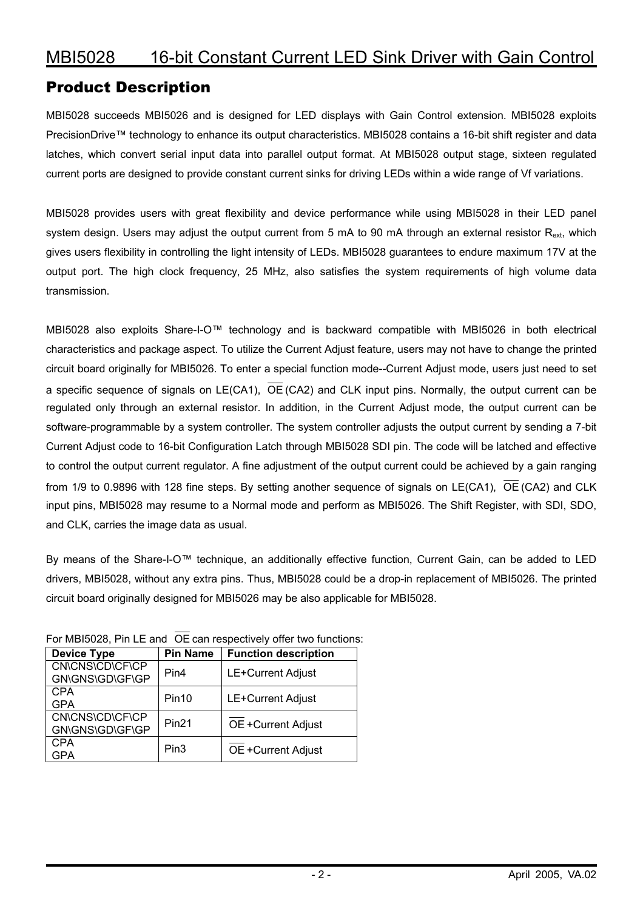## Product Description

MBI5028 succeeds MBI5026 and is designed for LED displays with Gain Control extension. MBI5028 exploits PrecisionDrive™ technology to enhance its output characteristics. MBI5028 contains a 16-bit shift register and data latches, which convert serial input data into parallel output format. At MBI5028 output stage, sixteen regulated current ports are designed to provide constant current sinks for driving LEDs within a wide range of Vf variations.

MBI5028 provides users with great flexibility and device performance while using MBI5028 in their LED panel system design. Users may adjust the output current from 5 mA to 90 mA through an external resistor $R_{ext}$, which gives users flexibility in controlling the light intensity of LEDs. MBI5028 guarantees to endure maximum 17V at the output port. The high clock frequency, 25 MHz, also satisfies the system requirements of high volume data transmission.

MBI5028 also exploits Share-I-O™ technology and is backward compatible with MBI5026 in both electrical characteristics and package aspect. To utilize the Current Adjust feature, users may not have to change the printed circuit board originally for MBI5026. To enter a special function mode--Current Adjust mode, users just need to set a specific sequence of signals on LE(CA1), $\overline{OE}$ (CA2) and CLK input pins. Normally, the output current can be regulated only through an external resistor. In addition, in the Current Adjust mode, the output current can be software-programmable by a system controller. The system controller adjusts the output current by sending a 7-bit Current Adjust code to 16-bit Configuration Latch through MBI5028 SDI pin. The code will be latched and effective to control the output current regulator. A fine adjustment of the output current could be achieved by a gain ranging from 1/9 to 0.9896 with 128 fine steps. By setting another sequence of signals on LE(CA1), $\overline{OE}$ (CA2) and CLK input pins, MBI5028 may resume to a Normal mode and perform as MBI5026. The Shift Register, with SDI, SDO, and CLK, carries the image data as usual.

By means of the Share-I-O™ technique, an additionally effective function, Current Gain, can be added to LED drivers, MBI5028, without any extra pins. Thus, MBI5028 could be a drop-in replacement of MBI5026. The printed circuit board originally designed for MBI5026 may be also applicable for MBI5028.

For MBI5028, Pin LE and $\overline{OE}$ can respectively offer two functions:

| Device Type | Pin Name | Function description |
|---|---|---|
| CN\CNS\CD\CF\CP GN\GNS\GD\GF\GP | Pin4 | LE+Current Adjust |
| CPA GPA | Pin10 | LE+Current Adjust |
| CN\CNS\CD\CF\CP GN\GNS\GD\GF\GP | Pin21 | $\overline{OE}$ +Current Adjust |
| CPA GPA | Pin3 | $\overline{OE}$ +Current Adjust |